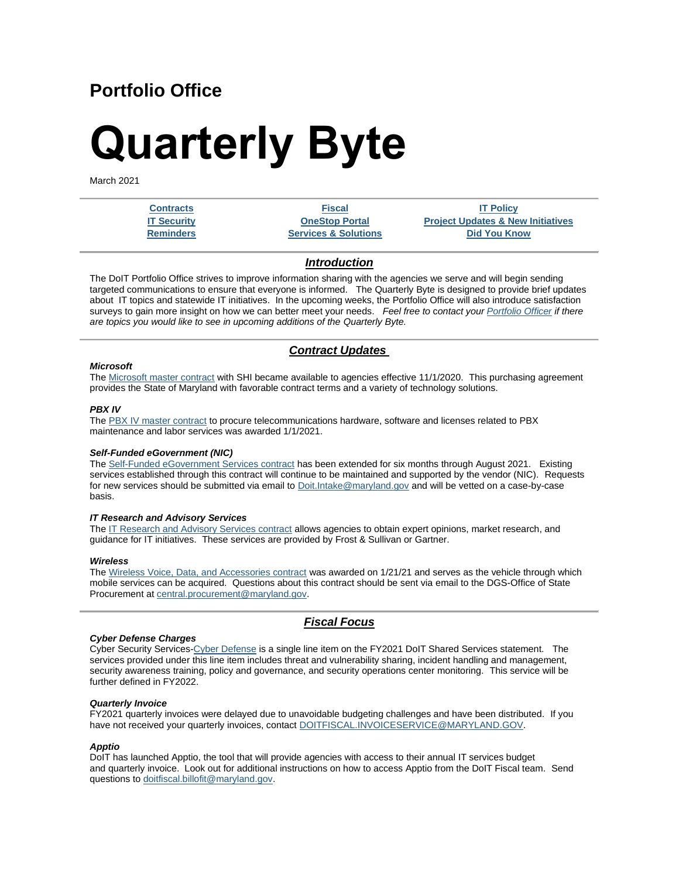## Portfolio Office

# Quarterly Byte

March 2021

| | | |
|---|---|---|
| **Contracts** | **Fiscal** | **IT Policy** |
| **IT Security** | **OneStop Portal** | **Project Updates & New Initiatives** |
| **Reminders** | **Services & Solutions** | **Did You Know** |

## ***Introduction***

The DoIT Portfolio Office strives to improve information sharing with the agencies we serve and will begin sending targeted communications to ensure that everyone is informed. The Quarterly Byte is designed to provide brief updates about IT topics and statewide IT initiatives. In the upcoming weeks, the Portfolio Office will also introduce satisfaction surveys to gain more insight on how we can better meet your needs. *Feel free to contact your Portfolio Officer if there are topics you would like to see in upcoming additions of the Quarterly Byte.*

## ***Contract Updates***

***Microsoft***
The Microsoft master contract with SHI became available to agencies effective 11/1/2020. This purchasing agreement provides the State of Maryland with favorable contract terms and a variety of technology solutions.

***PBX IV***
The PBX IV master contract to procure telecommunications hardware, software and licenses related to PBX maintenance and labor services was awarded 1/1/2021.

***Self-Funded eGovernment (NIC)***
The Self-Funded eGovernment Services contract has been extended for six months through August 2021. Existing services established through this contract will continue to be maintained and supported by the vendor (NIC). Requests for new services should be submitted via email to Doit.Intake@maryland.gov and will be vetted on a case-by-case basis.

***IT Research and Advisory Services***
The IT Research and Advisory Services contract allows agencies to obtain expert opinions, market research, and guidance for IT initiatives. These services are provided by Frost & Sullivan or Gartner.

***Wireless***
The Wireless Voice, Data, and Accessories contract was awarded on 1/21/21 and serves as the vehicle through which mobile services can be acquired. Questions about this contract should be sent via email to the DGS-Office of State Procurement at central.procurement@maryland.gov.

## ***Fiscal Focus***

***Cyber Defense Charges***
Cyber Security Services-Cyber Defense is a single line item on the FY2021 DoIT Shared Services statement. The services provided under this line item includes threat and vulnerability sharing, incident handling and management, security awareness training, policy and governance, and security operations center monitoring. This service will be further defined in FY2022.

***Quarterly Invoice***
FY2021 quarterly invoices were delayed due to unavoidable budgeting challenges and have been distributed. If you have not received your quarterly invoices, contact DOITFISCAL.INVOICESERVICE@MARYLAND.GOV.

***Apptio***
DoIT has launched Apptio, the tool that will provide agencies with access to their annual IT services budget and quarterly invoice. Look out for additional instructions on how to access Apptio from the DoIT Fiscal team. Send questions to doitfiscal.billofit@maryland.gov.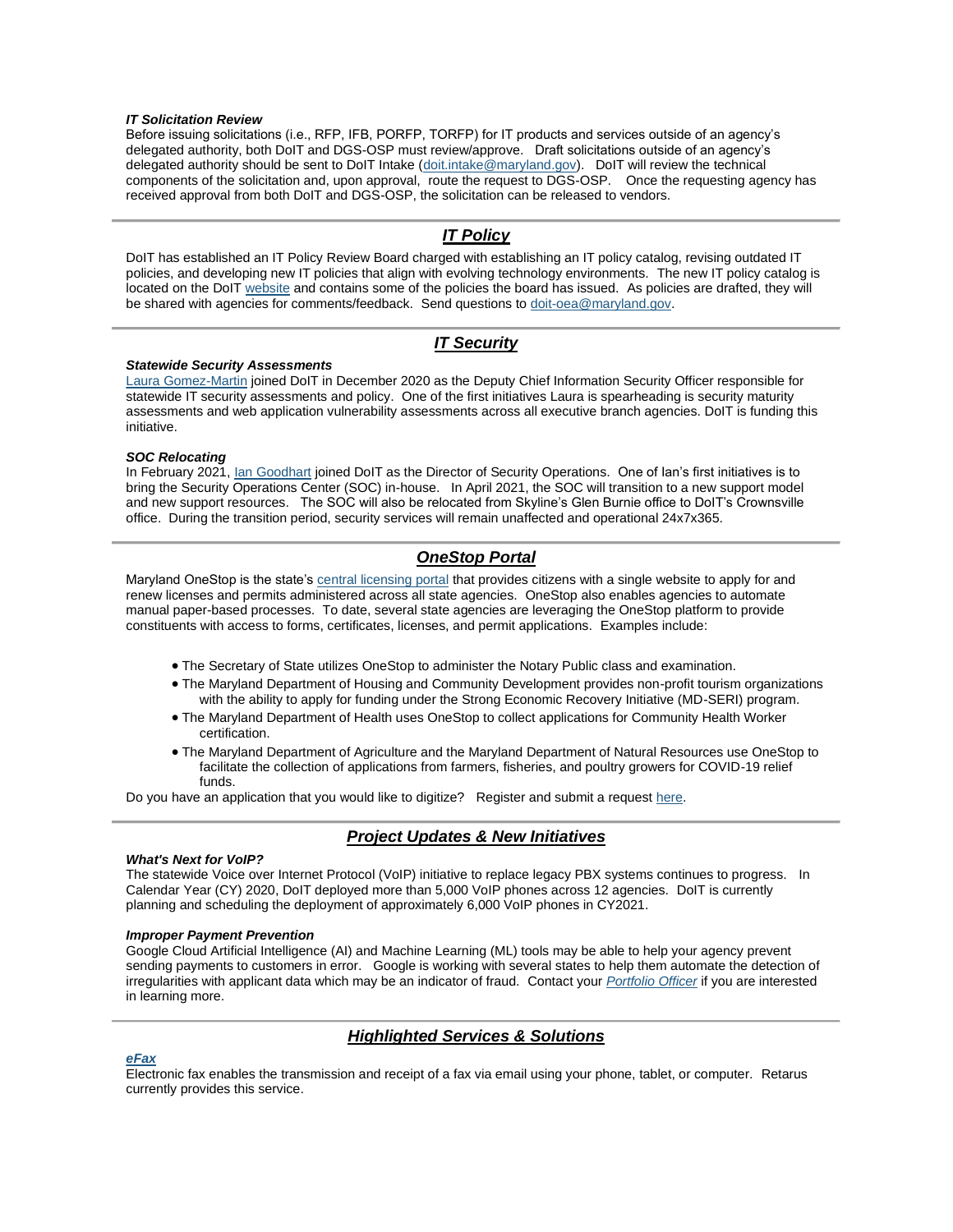***IT Solicitation Review***

Before issuing solicitations (i.e., RFP, IFB, PORFP, TORFP) for IT products and services outside of an agency's delegated authority, both DoIT and DGS-OSP must review/approve. Draft solicitations outside of an agency's delegated authority should be sent to DoIT Intake (doit.intake@maryland.gov). DoIT will review the technical components of the solicitation and, upon approval, route the request to DGS-OSP. Once the requesting agency has received approval from both DoIT and DGS-OSP, the solicitation can be released to vendors.

---

## ***IT Policy***

DoIT has established an IT Policy Review Board charged with establishing an IT policy catalog, revising outdated IT policies, and developing new IT policies that align with evolving technology environments. The new IT policy catalog is located on the DoIT website and contains some of the policies the board has issued. As policies are drafted, they will be shared with agencies for comments/feedback. Send questions to doit-oea@maryland.gov.

---

## ***IT Security***

***Statewide Security Assessments***

Laura Gomez-Martin joined DoIT in December 2020 as the Deputy Chief Information Security Officer responsible for statewide IT security assessments and policy. One of the first initiatives Laura is spearheading is security maturity assessments and web application vulnerability assessments across all executive branch agencies. DoIT is funding this initiative.

***SOC Relocating***

In February 2021, Ian Goodhart joined DoIT as the Director of Security Operations. One of Ian's first initiatives is to bring the Security Operations Center (SOC) in-house. In April 2021, the SOC will transition to a new support model and new support resources. The SOC will also be relocated from Skyline's Glen Burnie office to DoIT's Crownsville office. During the transition period, security services will remain unaffected and operational 24x7x365.

---

## ***OneStop Portal***

Maryland OneStop is the state's central licensing portal that provides citizens with a single website to apply for and renew licenses and permits administered across all state agencies. OneStop also enables agencies to automate manual paper-based processes. To date, several state agencies are leveraging the OneStop platform to provide constituents with access to forms, certificates, licenses, and permit applications. Examples include:

- The Secretary of State utilizes OneStop to administer the Notary Public class and examination.
- The Maryland Department of Housing and Community Development provides non-profit tourism organizations with the ability to apply for funding under the Strong Economic Recovery Initiative (MD-SERI) program.
- The Maryland Department of Health uses OneStop to collect applications for Community Health Worker certification.
- The Maryland Department of Agriculture and the Maryland Department of Natural Resources use OneStop to facilitate the collection of applications from farmers, fisheries, and poultry growers for COVID-19 relief funds.

Do you have an application that you would like to digitize? Register and submit a request here.

---

## ***Project Updates & New Initiatives***

***What's Next for VoIP?***

The statewide Voice over Internet Protocol (VoIP) initiative to replace legacy PBX systems continues to progress. In Calendar Year (CY) 2020, DoIT deployed more than 5,000 VoIP phones across 12 agencies. DoIT is currently planning and scheduling the deployment of approximately 6,000 VoIP phones in CY2021.

***Improper Payment Prevention***

Google Cloud Artificial Intelligence (AI) and Machine Learning (ML) tools may be able to help your agency prevent sending payments to customers in error. Google is working with several states to help them automate the detection of irregularities with applicant data which may be an indicator of fraud. Contact your *Portfolio Officer* if you are interested in learning more.

---

## ***Highlighted Services & Solutions***

***eFax***

Electronic fax enables the transmission and receipt of a fax via email using your phone, tablet, or computer. Retarus currently provides this service.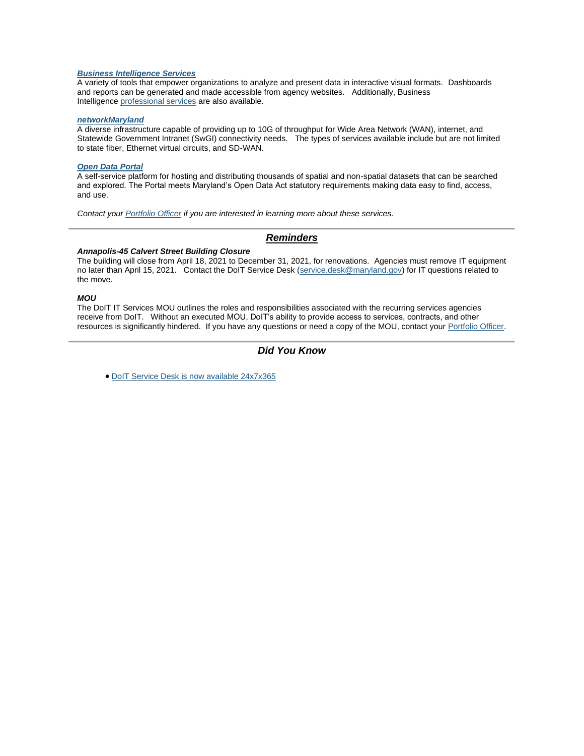***Business Intelligence Services***

A variety of tools that empower organizations to analyze and present data in interactive visual formats. Dashboards and reports can be generated and made accessible from agency websites. Additionally, Business Intelligence professional services are also available.

***networkMaryland***

A diverse infrastructure capable of providing up to 10G of throughput for Wide Area Network (WAN), internet, and Statewide Government Intranet (SwGI) connectivity needs. The types of services available include but are not limited to state fiber, Ethernet virtual circuits, and SD-WAN.

***Open Data Portal***

A self-service platform for hosting and distributing thousands of spatial and non-spatial datasets that can be searched and explored. The Portal meets Maryland's Open Data Act statutory requirements making data easy to find, access, and use.

*Contact your Portfolio Officer if you are interested in learning more about these services.*

---

## ***Reminders***

***Annapolis-45 Calvert Street Building Closure***

The building will close from April 18, 2021 to December 31, 2021, for renovations. Agencies must remove IT equipment no later than April 15, 2021. Contact the DoIT Service Desk (service.desk@maryland.gov) for IT questions related to the move.

***MOU***

The DoIT IT Services MOU outlines the roles and responsibilities associated with the recurring services agencies receive from DoIT. Without an executed MOU, DoIT's ability to provide access to services, contracts, and other resources is significantly hindered. If you have any questions or need a copy of the MOU, contact your Portfolio Officer.

---

## ***Did You Know***

- DoIT Service Desk is now available 24x7x365